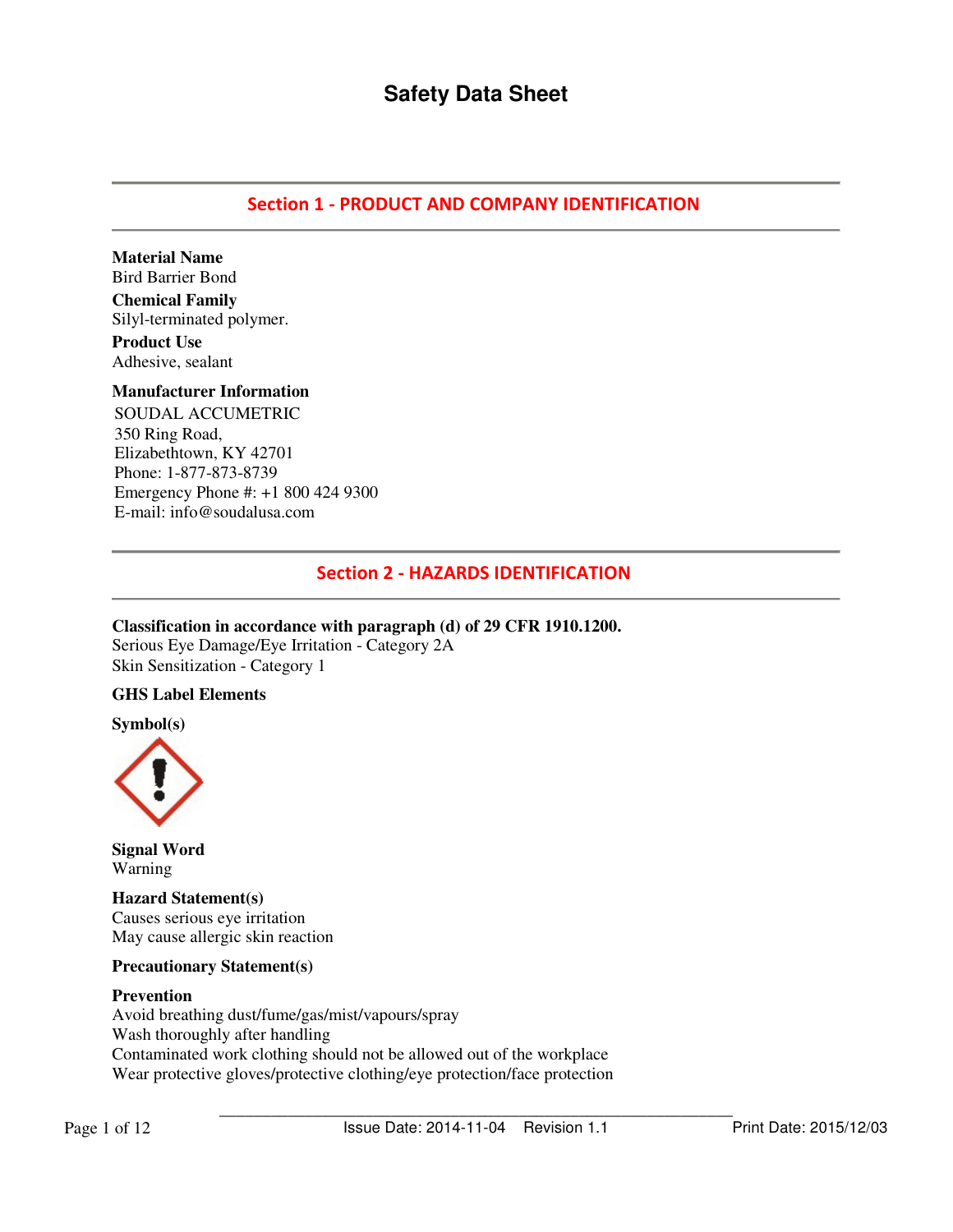# Safety Data Sheet

## Section 1 - PRODUCT AND COMPANY IDENTIFICATION

**Material Name**
Bird Barrier Bond

**Chemical Family**
Silyl-terminated polymer.

**Product Use**
Adhesive, sealant

**Manufacturer Information**
SOUDAL ACCUMETRIC
350 Ring Road,
Elizabethtown, KY 42701
Phone: 1-877-873-8739
Emergency Phone #: +1 800 424 9300
E-mail: info@soudalusa.com

## Section 2 - HAZARDS IDENTIFICATION

**Classification in accordance with paragraph (d) of 29 CFR 1910.1200.**
Serious Eye Damage/Eye Irritation - Category 2A
Skin Sensitization - Category 1

**GHS Label Elements**

**Symbol(s)**

**Signal Word**
Warning

**Hazard Statement(s)**
Causes serious eye irritation
May cause allergic skin reaction

**Precautionary Statement(s)**

**Prevention**
Avoid breathing dust/fume/gas/mist/vapours/spray
Wash thoroughly after handling
Contaminated work clothing should not be allowed out of the workplace
Wear protective gloves/protective clothing/eye protection/face protection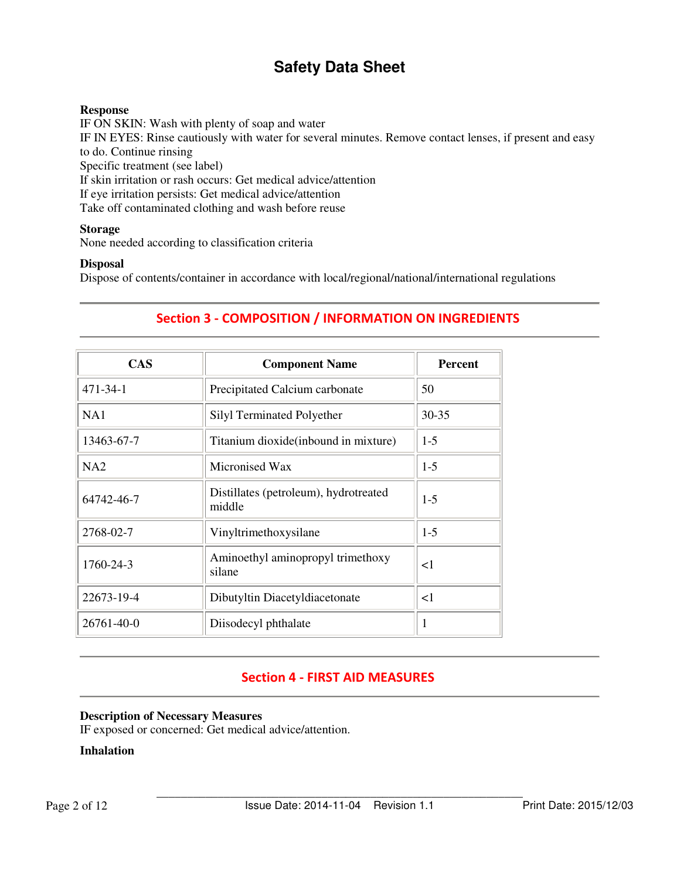**Response**
IF ON SKIN: Wash with plenty of soap and water
IF IN EYES: Rinse cautiously with water for several minutes. Remove contact lenses, if present and easy to do. Continue rinsing
Specific treatment (see label)
If skin irritation or rash occurs: Get medical advice/attention
If eye irritation persists: Get medical advice/attention
Take off contaminated clothing and wash before reuse

**Storage**
None needed according to classification criteria

**Disposal**
Dispose of contents/container in accordance with local/regional/national/international regulations

## Section 3 - COMPOSITION / INFORMATION ON INGREDIENTS

| CAS | Component Name | Percent |
|---|---|---|
| 471-34-1 | Precipitated Calcium carbonate | 50 |
| NA1 | Silyl Terminated Polyether | 30-35 |
| 13463-67-7 | Titanium dioxide(inbound in mixture) | 1-5 |
| NA2 | Micronised Wax | 1-5 |
| 64742-46-7 | Distillates (petroleum), hydrotreated middle | 1-5 |
| 2768-02-7 | Vinyltrimethoxysilane | 1-5 |
| 1760-24-3 | Aminoethyl aminopropyl trimethoxy silane | <1 |
| 22673-19-4 | Dibutyltin Diacetyldiacetonate | <1 |
| 26761-40-0 | Diisodecyl phthalate | 1 |

## Section 4 - FIRST AID MEASURES

**Description of Necessary Measures**
IF exposed or concerned: Get medical advice/attention.

**Inhalation**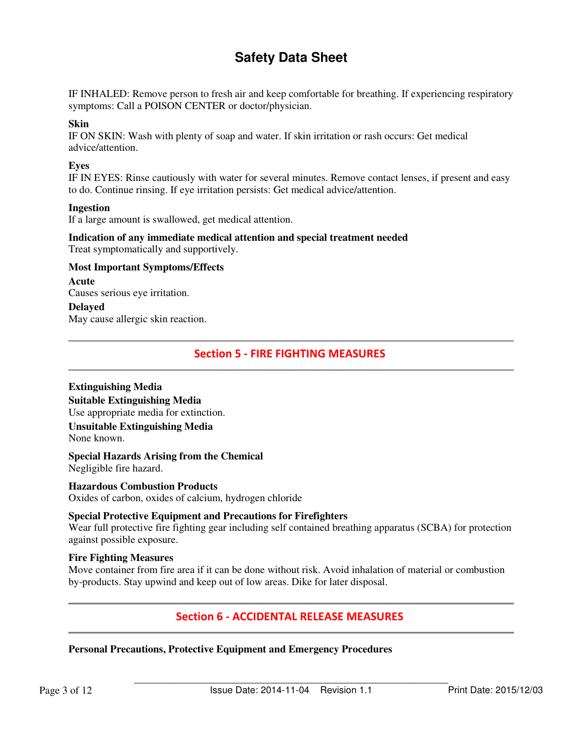IF INHALED: Remove person to fresh air and keep comfortable for breathing. If experiencing respiratory symptoms: Call a POISON CENTER or doctor/physician.

**Skin**

IF ON SKIN: Wash with plenty of soap and water. If skin irritation or rash occurs: Get medical advice/attention.

**Eyes**

IF IN EYES: Rinse cautiously with water for several minutes. Remove contact lenses, if present and easy to do. Continue rinsing. If eye irritation persists: Get medical advice/attention.

**Ingestion**

If a large amount is swallowed, get medical attention.

**Indication of any immediate medical attention and special treatment needed**

Treat symptomatically and supportively.

**Most Important Symptoms/Effects**

**Acute**

Causes serious eye irritation.

**Delayed**

May cause allergic skin reaction.

## Section 5 - FIRE FIGHTING MEASURES

**Extinguishing Media**

**Suitable Extinguishing Media**

Use appropriate media for extinction.

**Unsuitable Extinguishing Media**

None known.

**Special Hazards Arising from the Chemical**

Negligible fire hazard.

**Hazardous Combustion Products**

Oxides of carbon, oxides of calcium, hydrogen chloride

**Special Protective Equipment and Precautions for Firefighters**

Wear full protective fire fighting gear including self contained breathing apparatus (SCBA) for protection against possible exposure.

**Fire Fighting Measures**

Move container from fire area if it can be done without risk. Avoid inhalation of material or combustion by-products. Stay upwind and keep out of low areas. Dike for later disposal.

## Section 6 - ACCIDENTAL RELEASE MEASURES

**Personal Precautions, Protective Equipment and Emergency Procedures**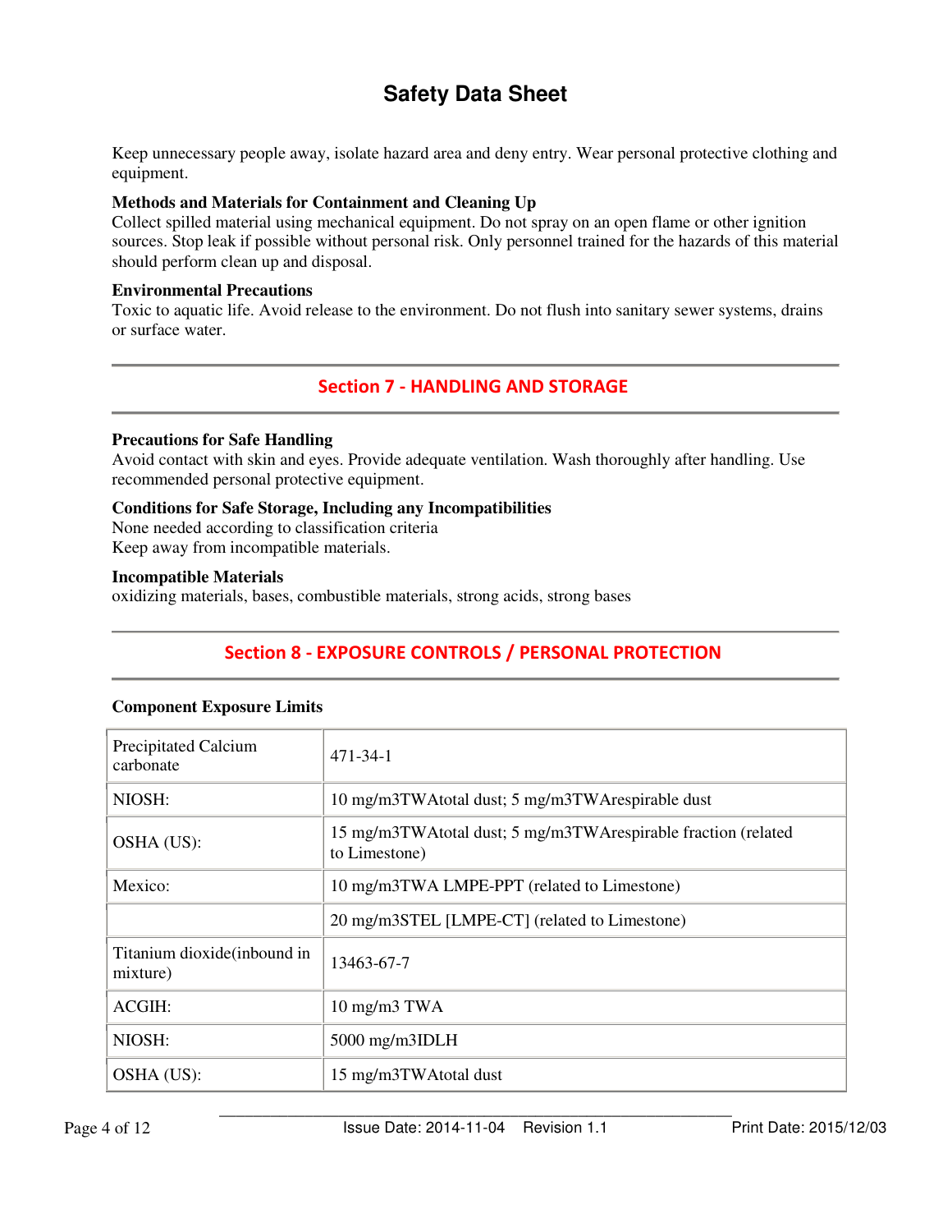Keep unnecessary people away, isolate hazard area and deny entry. Wear personal protective clothing and equipment.

**Methods and Materials for Containment and Cleaning Up**
Collect spilled material using mechanical equipment. Do not spray on an open flame or other ignition sources. Stop leak if possible without personal risk. Only personnel trained for the hazards of this material should perform clean up and disposal.

**Environmental Precautions**
Toxic to aquatic life. Avoid release to the environment. Do not flush into sanitary sewer systems, drains or surface water.

## Section 7 - HANDLING AND STORAGE

**Precautions for Safe Handling**
Avoid contact with skin and eyes. Provide adequate ventilation. Wash thoroughly after handling. Use recommended personal protective equipment.

**Conditions for Safe Storage, Including any Incompatibilities**
None needed according to classification criteria
Keep away from incompatible materials.

**Incompatible Materials**
oxidizing materials, bases, combustible materials, strong acids, strong bases

## Section 8 - EXPOSURE CONTROLS / PERSONAL PROTECTION

**Component Exposure Limits**

| Precipitated Calcium carbonate | 471-34-1 |
|---|---|
| NIOSH: | 10 mg/m3TWAtotal dust; 5 mg/m3TWArespirable dust |
| OSHA (US): | 15 mg/m3TWAtotal dust; 5 mg/m3TWArespirable fraction (related to Limestone) |
| Mexico: | 10 mg/m3TWA LMPE-PPT (related to Limestone) |
| | 20 mg/m3STEL [LMPE-CT] (related to Limestone) |
| Titanium dioxide(inbound in mixture) | 13463-67-7 |
| ACGIH: | 10 mg/m3 TWA |
| NIOSH: | 5000 mg/m3IDLH |
| OSHA (US): | 15 mg/m3TWAtotal dust |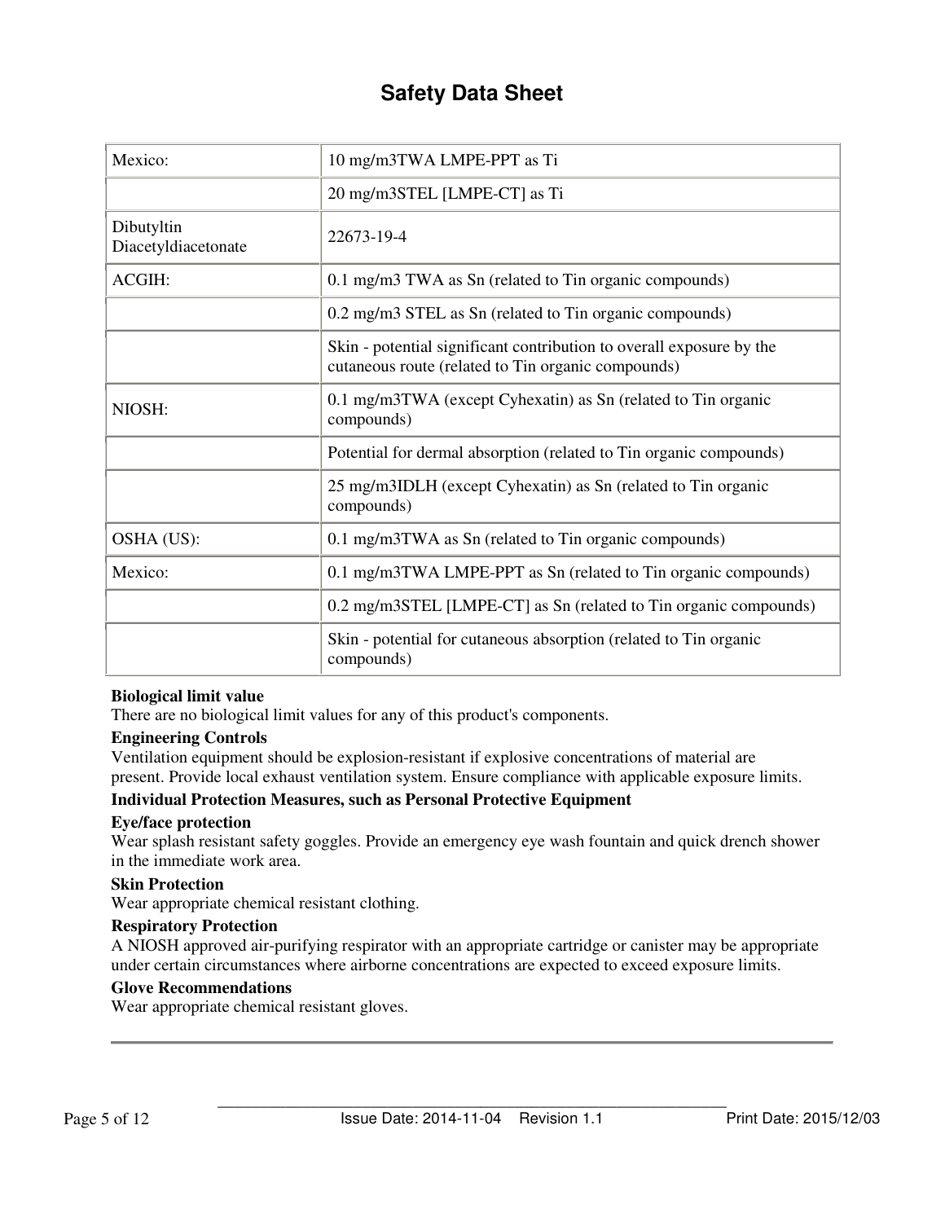| | |
|---|---|
| Mexico: | 10 mg/m3TWA LMPE-PPT as Ti |
| | 20 mg/m3STEL [LMPE-CT] as Ti |
| Dibutyltin Diacetyldiacetonate | 22673-19-4 |
| ACGIH: | 0.1 mg/m3 TWA as Sn (related to Tin organic compounds) |
| | 0.2 mg/m3 STEL as Sn (related to Tin organic compounds) |
| | Skin - potential significant contribution to overall exposure by the cutaneous route (related to Tin organic compounds) |
| NIOSH: | 0.1 mg/m3TWA (except Cyhexatin) as Sn (related to Tin organic compounds) |
| | Potential for dermal absorption (related to Tin organic compounds) |
| | 25 mg/m3IDLH (except Cyhexatin) as Sn (related to Tin organic compounds) |
| OSHA (US): | 0.1 mg/m3TWA as Sn (related to Tin organic compounds) |
| Mexico: | 0.1 mg/m3TWA LMPE-PPT as Sn (related to Tin organic compounds) |
| | 0.2 mg/m3STEL [LMPE-CT] as Sn (related to Tin organic compounds) |
| | Skin - potential for cutaneous absorption (related to Tin organic compounds) |

**Biological limit value**

There are no biological limit values for any of this product's components.

**Engineering Controls**

Ventilation equipment should be explosion-resistant if explosive concentrations of material are present. Provide local exhaust ventilation system. Ensure compliance with applicable exposure limits.

**Individual Protection Measures, such as Personal Protective Equipment**

**Eye/face protection**

Wear splash resistant safety goggles. Provide an emergency eye wash fountain and quick drench shower in the immediate work area.

**Skin Protection**

Wear appropriate chemical resistant clothing.

**Respiratory Protection**

A NIOSH approved air-purifying respirator with an appropriate cartridge or canister may be appropriate under certain circumstances where airborne concentrations are expected to exceed exposure limits.

**Glove Recommendations**

Wear appropriate chemical resistant gloves.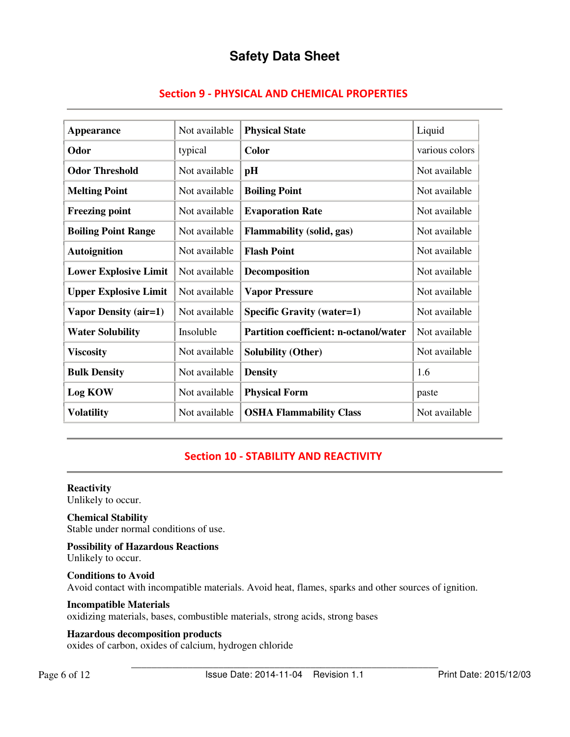# Safety Data Sheet

## Section 9 - PHYSICAL AND CHEMICAL PROPERTIES

| Appearance | Not available | Physical State | Liquid |
|---|---|---|---|
| Odor | typical | Color | various colors |
| Odor Threshold | Not available | pH | Not available |
| Melting Point | Not available | Boiling Point | Not available |
| Freezing point | Not available | Evaporation Rate | Not available |
| Boiling Point Range | Not available | Flammability (solid, gas) | Not available |
| Autoignition | Not available | Flash Point | Not available |
| Lower Explosive Limit | Not available | Decomposition | Not available |
| Upper Explosive Limit | Not available | Vapor Pressure | Not available |
| Vapor Density (air=1) | Not available | Specific Gravity (water=1) | Not available |
| Water Solubility | Insoluble | Partition coefficient: n-octanol/water | Not available |
| Viscosity | Not available | Solubility (Other) | Not available |
| Bulk Density | Not available | Density | 1.6 |
| Log KOW | Not available | Physical Form | paste |
| Volatility | Not available | OSHA Flammability Class | Not available |

## Section 10 - STABILITY AND REACTIVITY

**Reactivity**
Unlikely to occur.

**Chemical Stability**
Stable under normal conditions of use.

**Possibility of Hazardous Reactions**
Unlikely to occur.

**Conditions to Avoid**
Avoid contact with incompatible materials. Avoid heat, flames, sparks and other sources of ignition.

**Incompatible Materials**
oxidizing materials, bases, combustible materials, strong acids, strong bases

**Hazardous decomposition products**
oxides of carbon, oxides of calcium, hydrogen chloride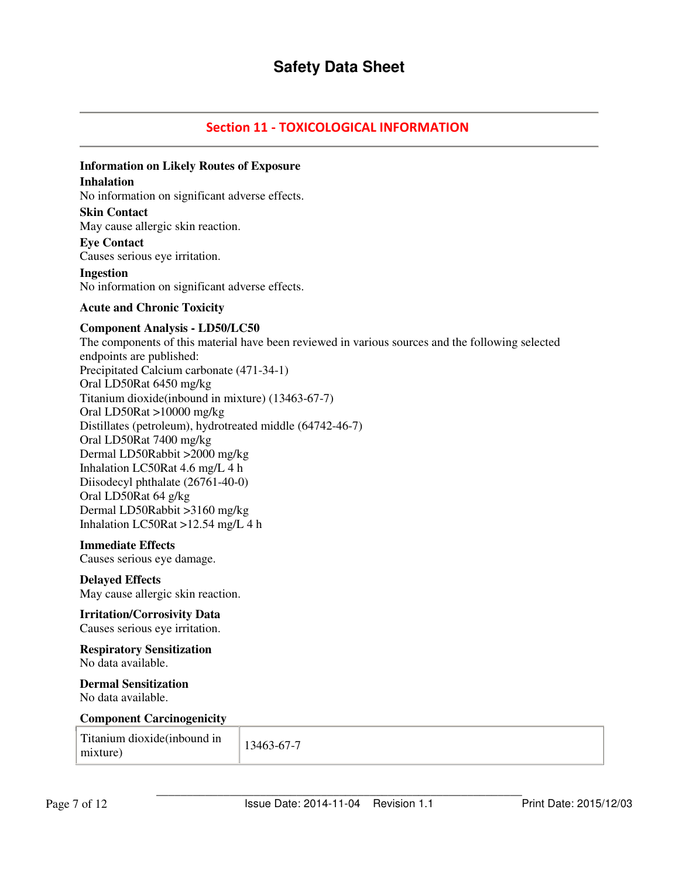# Safety Data Sheet

## Section 11 - TOXICOLOGICAL INFORMATION

**Information on Likely Routes of Exposure**

**Inhalation**

No information on significant adverse effects.

**Skin Contact**

May cause allergic skin reaction.

**Eye Contact**

Causes serious eye irritation.

**Ingestion**

No information on significant adverse effects.

**Acute and Chronic Toxicity**

**Component Analysis - LD50/LC50**

The components of this material have been reviewed in various sources and the following selected endpoints are published:

Precipitated Calcium carbonate (471-34-1)
Oral LD50Rat 6450 mg/kg
Titanium dioxide(inbound in mixture) (13463-67-7)
Oral LD50Rat >10000 mg/kg
Distillates (petroleum), hydrotreated middle (64742-46-7)
Oral LD50Rat 7400 mg/kg
Dermal LD50Rabbit >2000 mg/kg
Inhalation LC50Rat 4.6 mg/L 4 h
Diisodecyl phthalate (26761-40-0)
Oral LD50Rat 64 g/kg
Dermal LD50Rabbit >3160 mg/kg
Inhalation LC50Rat >12.54 mg/L 4 h

**Immediate Effects**

Causes serious eye damage.

**Delayed Effects**

May cause allergic skin reaction.

**Irritation/Corrosivity Data**

Causes serious eye irritation.

**Respiratory Sensitization**

No data available.

**Dermal Sensitization**

No data available.

**Component Carcinogenicity**

| Titanium dioxide(inbound in mixture) | 13463-67-7 |
|---|---|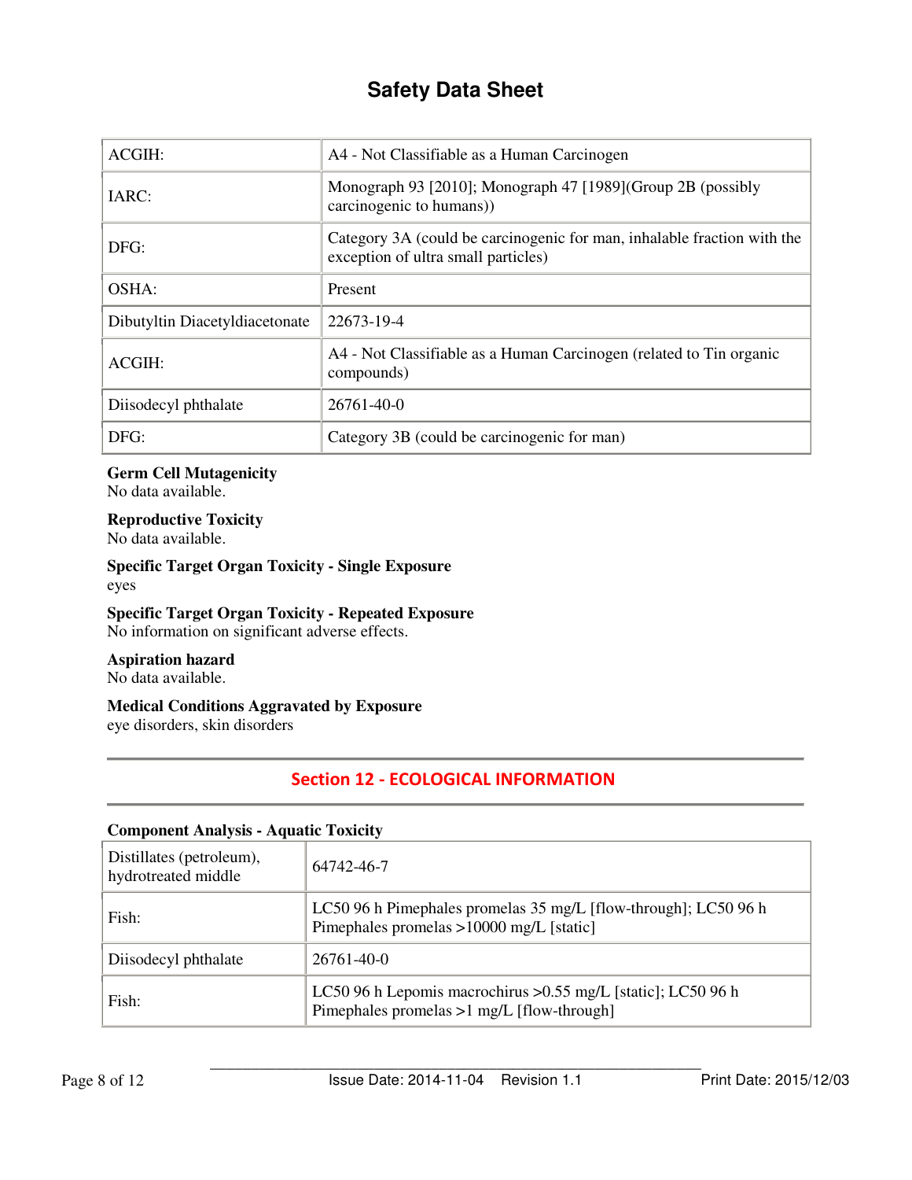| ACGIH: | A4 - Not Classifiable as a Human Carcinogen |
|---|---|
| IARC: | Monograph 93 [2010]; Monograph 47 [1989](Group 2B (possibly carcinogenic to humans)) |
| DFG: | Category 3A (could be carcinogenic for man, inhalable fraction with the exception of ultra small particles) |
| OSHA: | Present |
| Dibutyltin Diacetyldiacetonate | 22673-19-4 |
| ACGIH: | A4 - Not Classifiable as a Human Carcinogen (related to Tin organic compounds) |
| Diisodecyl phthalate | 26761-40-0 |
| DFG: | Category 3B (could be carcinogenic for man) |

**Germ Cell Mutagenicity**
No data available.

**Reproductive Toxicity**
No data available.

**Specific Target Organ Toxicity - Single Exposure**
eyes

**Specific Target Organ Toxicity - Repeated Exposure**
No information on significant adverse effects.

**Aspiration hazard**
No data available.

**Medical Conditions Aggravated by Exposure**
eye disorders, skin disorders

## Section 12 - ECOLOGICAL INFORMATION

**Component Analysis - Aquatic Toxicity**

| Distillates (petroleum), hydrotreated middle | 64742-46-7 |
|---|---|
| Fish: | LC50 96 h Pimephales promelas 35 mg/L [flow-through]; LC50 96 h Pimephales promelas >10000 mg/L [static] |
| Diisodecyl phthalate | 26761-40-0 |
| Fish: | LC50 96 h Lepomis macrochirus >0.55 mg/L [static]; LC50 96 h Pimephales promelas >1 mg/L [flow-through] |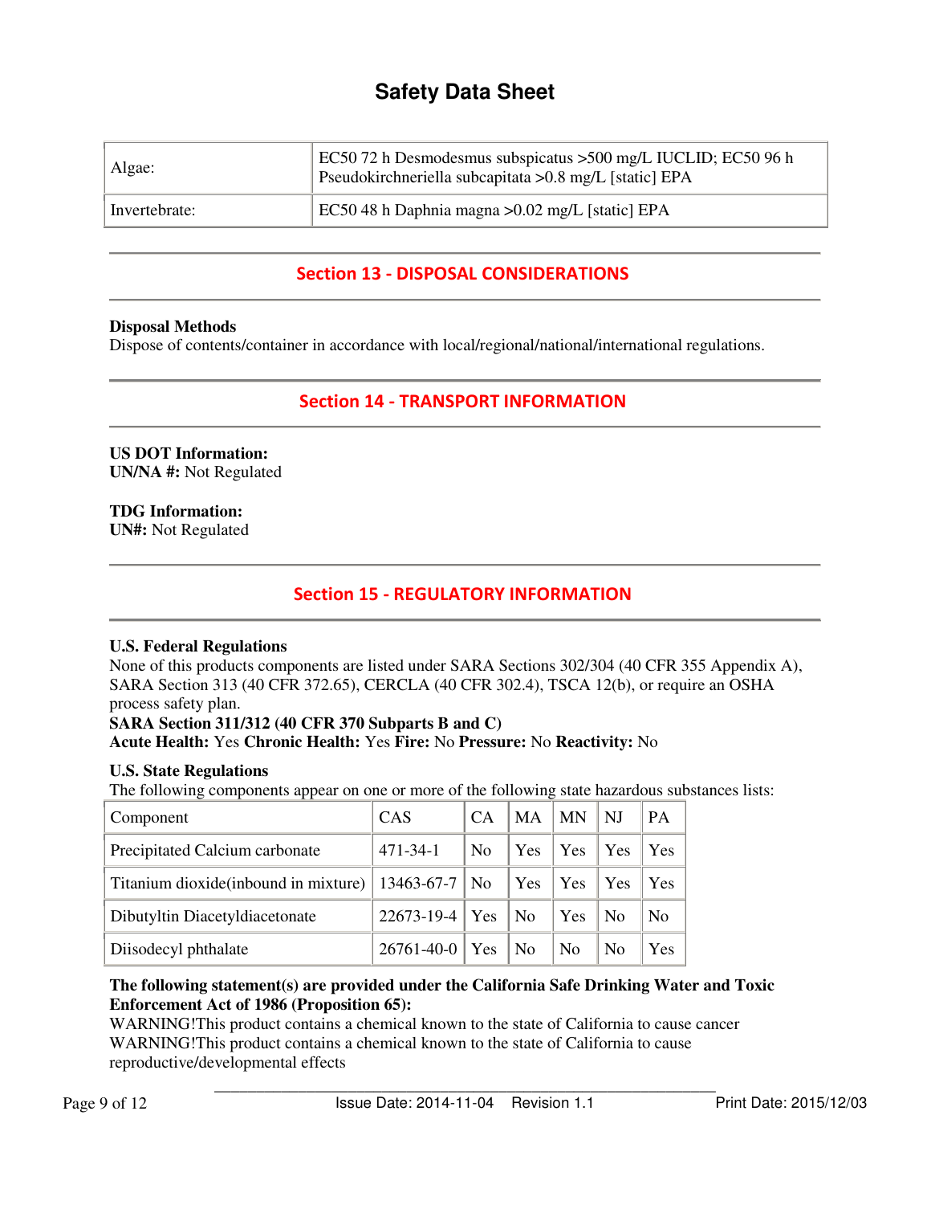| Algae: | EC50 72 h Desmodesmus subspicatus >500 mg/L IUCLID; EC50 96 h Pseudokirchneriella subcapitata >0.8 mg/L [static] EPA |
|---|---|
| Invertebrate: | EC50 48 h Daphnia magna >0.02 mg/L [static] EPA |

## Section 13 - DISPOSAL CONSIDERATIONS

**Disposal Methods**
Dispose of contents/container in accordance with local/regional/national/international regulations.

## Section 14 - TRANSPORT INFORMATION

**US DOT Information:**
**UN/NA #:** Not Regulated

**TDG Information:**
**UN#:** Not Regulated

## Section 15 - REGULATORY INFORMATION

**U.S. Federal Regulations**
None of this products components are listed under SARA Sections 302/304 (40 CFR 355 Appendix A), SARA Section 313 (40 CFR 372.65), CERCLA (40 CFR 302.4), TSCA 12(b), or require an OSHA process safety plan.
**SARA Section 311/312 (40 CFR 370 Subparts B and C)**
**Acute Health:** Yes **Chronic Health:** Yes **Fire:** No **Pressure:** No **Reactivity:** No

**U.S. State Regulations**
The following components appear on one or more of the following state hazardous substances lists:

| Component | CAS | CA | MA | MN | NJ | PA |
|---|---|---|---|---|---|---|
| Precipitated Calcium carbonate | 471-34-1 | No | Yes | Yes | Yes | Yes |
| Titanium dioxide(inbound in mixture) | 13463-67-7 | No | Yes | Yes | Yes | Yes |
| Dibutyltin Diacetyldiacetonate | 22673-19-4 | Yes | No | Yes | No | No |
| Diisodecyl phthalate | 26761-40-0 | Yes | No | No | No | Yes |

**The following statement(s) are provided under the California Safe Drinking Water and Toxic Enforcement Act of 1986 (Proposition 65):**
WARNING!This product contains a chemical known to the state of California to cause cancer
WARNING!This product contains a chemical known to the state of California to cause reproductive/developmental effects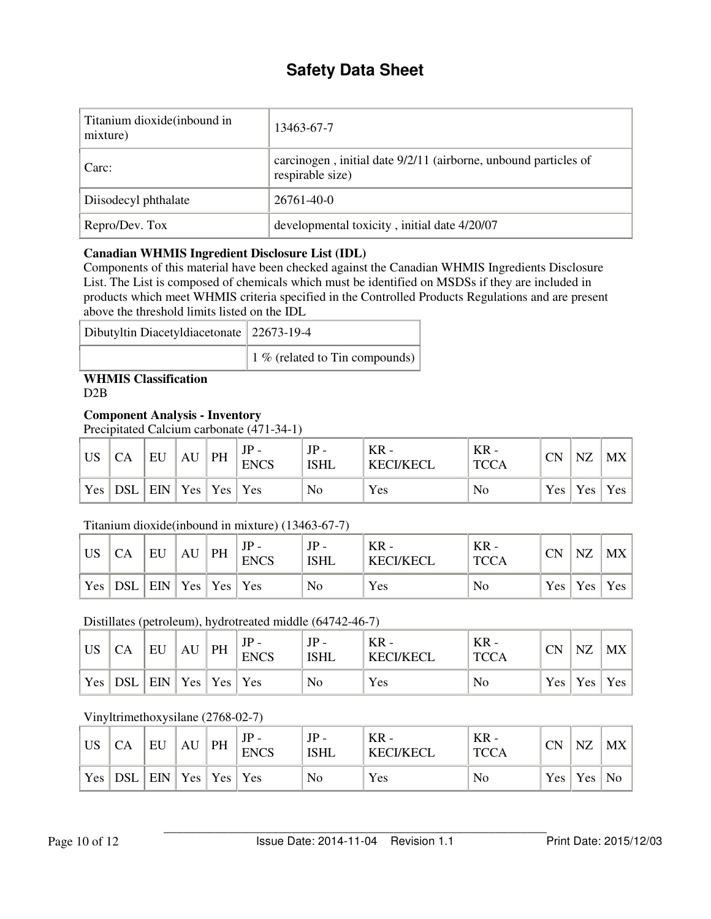# Safety Data Sheet

| Titanium dioxide(inbound in mixture) | 13463-67-7 |
|---|---|
| Carc: | carcinogen , initial date 9/2/11 (airborne, unbound particles of respirable size) |
| Diisodecyl phthalate | 26761-40-0 |
| Repro/Dev. Tox | developmental toxicity , initial date 4/20/07 |

**Canadian WHMIS Ingredient Disclosure List (IDL)**
Components of this material have been checked against the Canadian WHMIS Ingredients Disclosure List. The List is composed of chemicals which must be identified on MSDSs if they are included in products which meet WHMIS criteria specified in the Controlled Products Regulations and are present above the threshold limits listed on the IDL

| Dibutyltin Diacetyldiacetonate | 22673-19-4 |
|---|---|
| | 1 % (related to Tin compounds) |

**WHMIS Classification**
D2B

**Component Analysis - Inventory**
Precipitated Calcium carbonate (471-34-1)

| US | CA | EU | AU | PH | JP - ENCS | JP - ISHL | KR - KECI/KECL | KR - TCCA | CN | NZ | MX |
|---|---|---|---|---|---|---|---|---|---|---|---|
| Yes | DSL | EIN | Yes | Yes | Yes | No | Yes | No | Yes | Yes | Yes |

Titanium dioxide(inbound in mixture) (13463-67-7)

| US | CA | EU | AU | PH | JP - ENCS | JP - ISHL | KR - KECI/KECL | KR - TCCA | CN | NZ | MX |
|---|---|---|---|---|---|---|---|---|---|---|---|
| Yes | DSL | EIN | Yes | Yes | Yes | No | Yes | No | Yes | Yes | Yes |

Distillates (petroleum), hydrotreated middle (64742-46-7)

| US | CA | EU | AU | PH | JP - ENCS | JP - ISHL | KR - KECI/KECL | KR - TCCA | CN | NZ | MX |
|---|---|---|---|---|---|---|---|---|---|---|---|
| Yes | DSL | EIN | Yes | Yes | Yes | No | Yes | No | Yes | Yes | Yes |

Vinyltrimethoxysilane (2768-02-7)

| US | CA | EU | AU | PH | JP - ENCS | JP - ISHL | KR - KECI/KECL | KR - TCCA | CN | NZ | MX |
|---|---|---|---|---|---|---|---|---|---|---|---|
| Yes | DSL | EIN | Yes | Yes | Yes | No | Yes | No | Yes | Yes | No |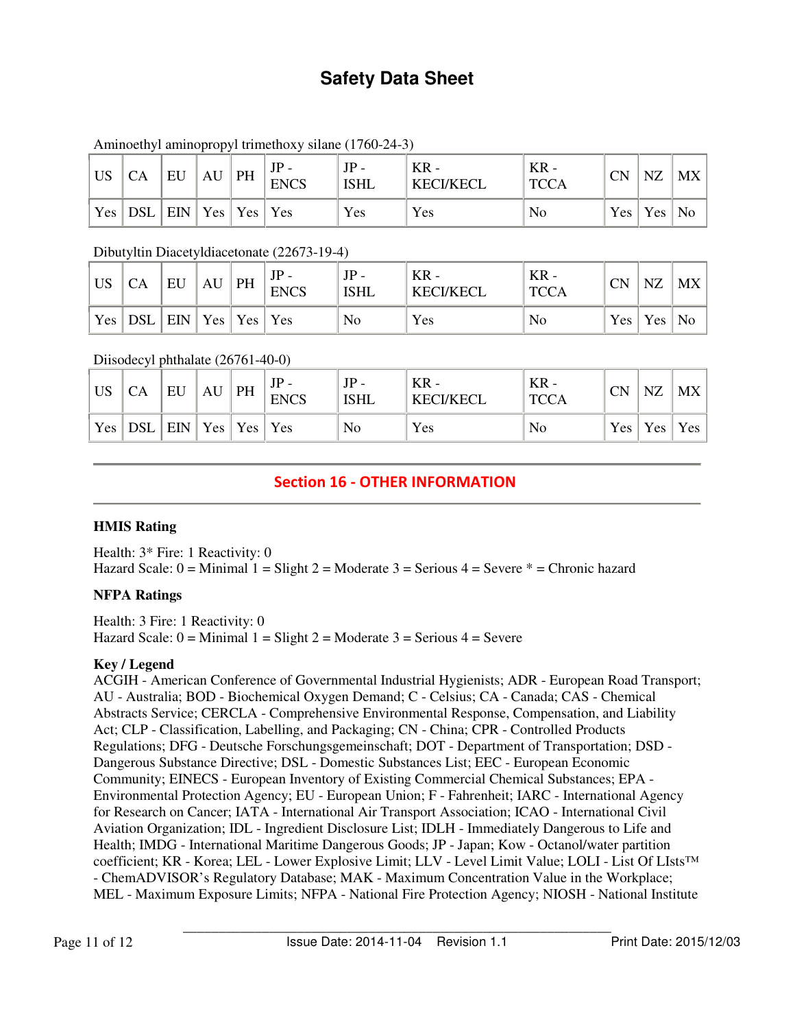# Safety Data Sheet

Aminoethyl aminopropyl trimethoxy silane (1760-24-3)

| US | CA | EU | AU | PH | JP - ENCS | JP - ISHL | KR - KECI/KECL | KR - TCCA | CN | NZ | MX |
|---|---|---|---|---|---|---|---|---|---|---|---|
| Yes | DSL | EIN | Yes | Yes | Yes | Yes | Yes | No | Yes | Yes | No |

Dibutyltin Diacetyldiacetonate (22673-19-4)

| US | CA | EU | AU | PH | JP - ENCS | JP - ISHL | KR - KECI/KECL | KR - TCCA | CN | NZ | MX |
|---|---|---|---|---|---|---|---|---|---|---|---|
| Yes | DSL | EIN | Yes | Yes | Yes | No | Yes | No | Yes | Yes | No |

Diisodecyl phthalate (26761-40-0)

| US | CA | EU | AU | PH | JP - ENCS | JP - ISHL | KR - KECI/KECL | KR - TCCA | CN | NZ | MX |
|---|---|---|---|---|---|---|---|---|---|---|---|
| Yes | DSL | EIN | Yes | Yes | Yes | No | Yes | No | Yes | Yes | Yes |

## Section 16 - OTHER INFORMATION

**HMIS Rating**

Health: 3* Fire: 1 Reactivity: 0
Hazard Scale: 0 = Minimal 1 = Slight 2 = Moderate 3 = Serious 4 = Severe * = Chronic hazard

**NFPA Ratings**

Health: 3 Fire: 1 Reactivity: 0
Hazard Scale: 0 = Minimal 1 = Slight 2 = Moderate 3 = Serious 4 = Severe

**Key / Legend**

ACGIH - American Conference of Governmental Industrial Hygienists; ADR - European Road Transport; AU - Australia; BOD - Biochemical Oxygen Demand; C - Celsius; CA - Canada; CAS - Chemical Abstracts Service; CERCLA - Comprehensive Environmental Response, Compensation, and Liability Act; CLP - Classification, Labelling, and Packaging; CN - China; CPR - Controlled Products Regulations; DFG - Deutsche Forschungsgemeinschaft; DOT - Department of Transportation; DSD - Dangerous Substance Directive; DSL - Domestic Substances List; EEC - European Economic Community; EINECS - European Inventory of Existing Commercial Chemical Substances; EPA - Environmental Protection Agency; EU - European Union; F - Fahrenheit; IARC - International Agency for Research on Cancer; IATA - International Air Transport Association; ICAO - International Civil Aviation Organization; IDL - Ingredient Disclosure List; IDLH - Immediately Dangerous to Life and Health; IMDG - International Maritime Dangerous Goods; JP - Japan; Kow - Octanol/water partition coefficient; KR - Korea; LEL - Lower Explosive Limit; LLV - Level Limit Value; LOLI - List Of LIsts™ - ChemADVISOR's Regulatory Database; MAK - Maximum Concentration Value in the Workplace; MEL - Maximum Exposure Limits; NFPA - National Fire Protection Agency; NIOSH - National Institute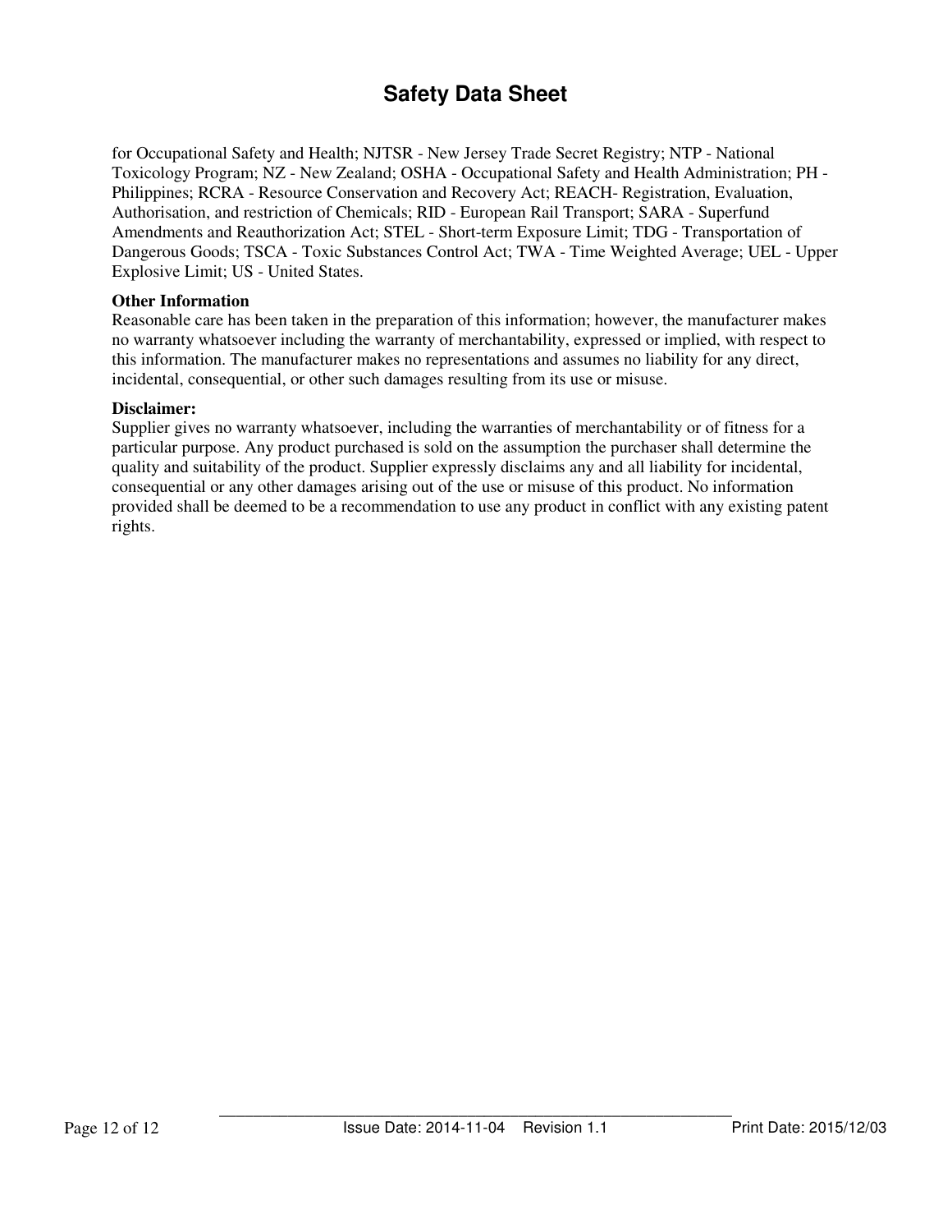for Occupational Safety and Health; NJTSR - New Jersey Trade Secret Registry; NTP - National Toxicology Program; NZ - New Zealand; OSHA - Occupational Safety and Health Administration; PH - Philippines; RCRA - Resource Conservation and Recovery Act; REACH- Registration, Evaluation, Authorisation, and restriction of Chemicals; RID - European Rail Transport; SARA - Superfund Amendments and Reauthorization Act; STEL - Short-term Exposure Limit; TDG - Transportation of Dangerous Goods; TSCA - Toxic Substances Control Act; TWA - Time Weighted Average; UEL - Upper Explosive Limit; US - United States.

**Other Information**

Reasonable care has been taken in the preparation of this information; however, the manufacturer makes no warranty whatsoever including the warranty of merchantability, expressed or implied, with respect to this information. The manufacturer makes no representations and assumes no liability for any direct, incidental, consequential, or other such damages resulting from its use or misuse.

**Disclaimer:**

Supplier gives no warranty whatsoever, including the warranties of merchantability or of fitness for a particular purpose. Any product purchased is sold on the assumption the purchaser shall determine the quality and suitability of the product. Supplier expressly disclaims any and all liability for incidental, consequential or any other damages arising out of the use or misuse of this product. No information provided shall be deemed to be a recommendation to use any product in conflict with any existing patent rights.